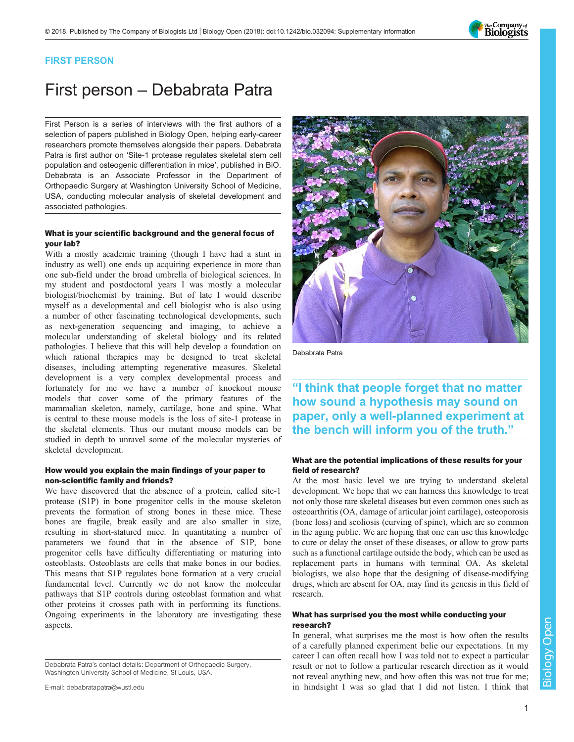FIRST PERSON

# First person – Debabrata Patra

First Person is a series of interviews with the first authors of a selection of papers published in Biology Open, helping early-career researchers promote themselves alongside their papers. Debabrata Patra is first author on 'Site-1 protease regulates skeletal stem cell population and osteogenic differentiation in mice', published in BiO. Debabrata is an Associate Professor in the Department of Orthopaedic Surgery at Washington University School of Medicine, USA, conducting molecular analysis of skeletal development and associated pathologies.

Debabrata Patra

### What is your scientific background and the general focus of your lab?

With a mostly academic training (though I have had a stint in industry as well) one ends up acquiring experience in more than one sub-field under the broad umbrella of biological sciences. In my student and postdoctoral years I was mostly a molecular biologist/biochemist by training. But of late I would describe myself as a developmental and cell biologist who is also using a number of other fascinating technological developments, such as next-generation sequencing and imaging, to achieve a molecular understanding of skeletal biology and its related pathologies. I believe that this will help develop a foundation on which rational therapies may be designed to treat skeletal diseases, including attempting regenerative measures. Skeletal development is a very complex developmental process and fortunately for me we have a number of knockout mouse models that cover some of the primary features of the mammalian skeleton, namely, cartilage, bone and spine. What is central to these mouse models is the loss of site-1 protease in the skeletal elements. Thus our mutant mouse models can be studied in depth to unravel some of the molecular mysteries of skeletal development.

### How would you explain the main findings of your paper to non-scientific family and friends?

We have discovered that the absence of a protein, called site-1 protease (S1P) in bone progenitor cells in the mouse skeleton prevents the formation of strong bones in these mice. These bones are fragile, break easily and are also smaller in size, resulting in short-statured mice. In quantitating a number of parameters we found that in the absence of S1P, bone progenitor cells have difficulty differentiating or maturing into osteoblasts. Osteoblasts are cells that make bones in our bodies. This means that S1P regulates bone formation at a very crucial fundamental level. Currently we do not know the molecular pathways that S1P controls during osteoblast formation and what other proteins it crosses path with in performing its functions. Ongoing experiments in the laboratory are investigating these aspects.

> "I think that people forget that no matter how sound a hypothesis may sound on paper, only a well-planned experiment at the bench will inform you of the truth."

### What are the potential implications of these results for your field of research?

At the most basic level we are trying to understand skeletal development. We hope that we can harness this knowledge to treat not only those rare skeletal diseases but even common ones such as osteoarthritis (OA, damage of articular joint cartilage), osteoporosis (bone loss) and scoliosis (curving of spine), which are so common in the aging public. We are hoping that one can use this knowledge to cure or delay the onset of these diseases, or allow to grow parts such as a functional cartilage outside the body, which can be used as replacement parts in humans with terminal OA. As skeletal biologists, we also hope that the designing of disease-modifying drugs, which are absent for OA, may find its genesis in this field of research.

### What has surprised you the most while conducting your research?

In general, what surprises me the most is how often the results of a carefully planned experiment belie our expectations. In my career I can often recall how I was told not to expect a particular result or not to follow a particular research direction as it would not reveal anything new, and how often this was not true for me; in hindsight I was so glad that I did not listen. I think that

Debabrata Patra's contact details: Department of Orthopaedic Surgery, Washington University School of Medicine, St Louis, USA.

E-mail: debabratapatra@wustl.edu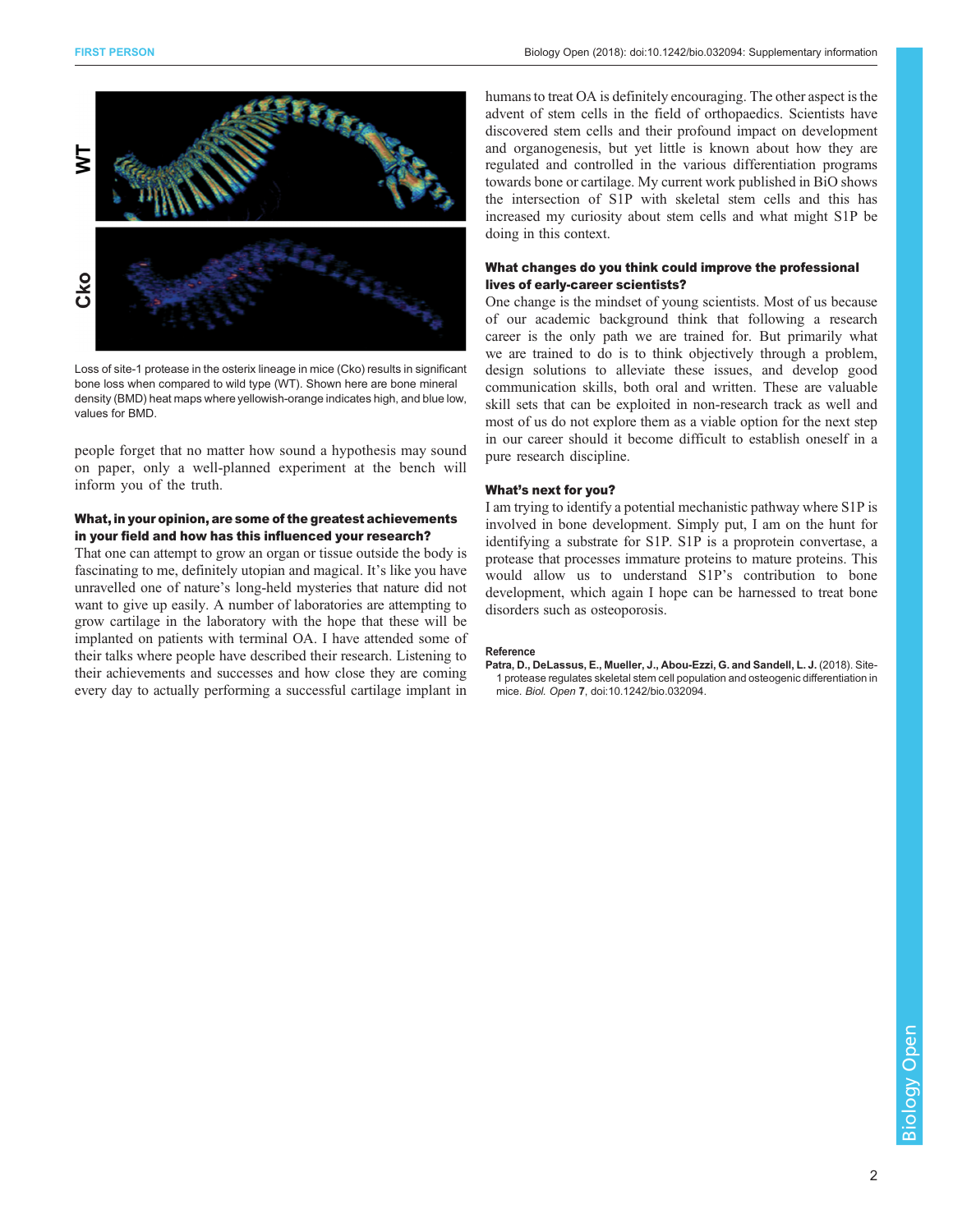WT

Cko

Loss of site-1 protease in the osterix lineage in mice (Cko) results in significant bone loss when compared to wild type (WT). Shown here are bone mineral density (BMD) heat maps where yellowish-orange indicates high, and blue low, values for BMD.

people forget that no matter how sound a hypothesis may sound on paper, only a well-planned experiment at the bench will inform you of the truth.

### What, in your opinion, are some of the greatest achievements in your field and how has this influenced your research?

That one can attempt to grow an organ or tissue outside the body is fascinating to me, definitely utopian and magical. It's like you have unravelled one of nature's long-held mysteries that nature did not want to give up easily. A number of laboratories are attempting to grow cartilage in the laboratory with the hope that these will be implanted on patients with terminal OA. I have attended some of their talks where people have described their research. Listening to their achievements and successes and how close they are coming every day to actually performing a successful cartilage implant in humans to treat OA is definitely encouraging. The other aspect is the advent of stem cells in the field of orthopaedics. Scientists have discovered stem cells and their profound impact on development and organogenesis, but yet little is known about how they are regulated and controlled in the various differentiation programs towards bone or cartilage. My current work published in BiO shows the intersection of S1P with skeletal stem cells and this has increased my curiosity about stem cells and what might S1P be doing in this context.

### What changes do you think could improve the professional lives of early-career scientists?

One change is the mindset of young scientists. Most of us because of our academic background think that following a research career is the only path we are trained for. But primarily what we are trained to do is to think objectively through a problem, design solutions to alleviate these issues, and develop good communication skills, both oral and written. These are valuable skill sets that can be exploited in non-research track as well and most of us do not explore them as a viable option for the next step in our career should it become difficult to establish oneself in a pure research discipline.

### What's next for you?

I am trying to identify a potential mechanistic pathway where S1P is involved in bone development. Simply put, I am on the hunt for identifying a substrate for S1P. S1P is a proprotein convertase, a protease that processes immature proteins to mature proteins. This would allow us to understand S1P's contribution to bone development, which again I hope can be harnessed to treat bone disorders such as osteoporosis.

#### Reference

**Patra, D., DeLassus, E., Mueller, J., Abou-Ezzi, G. and Sandell, L. J.** (2018). Site-1 protease regulates skeletal stem cell population and osteogenic differentiation in mice. *Biol. Open* **7**, doi:10.1242/bio.032094.